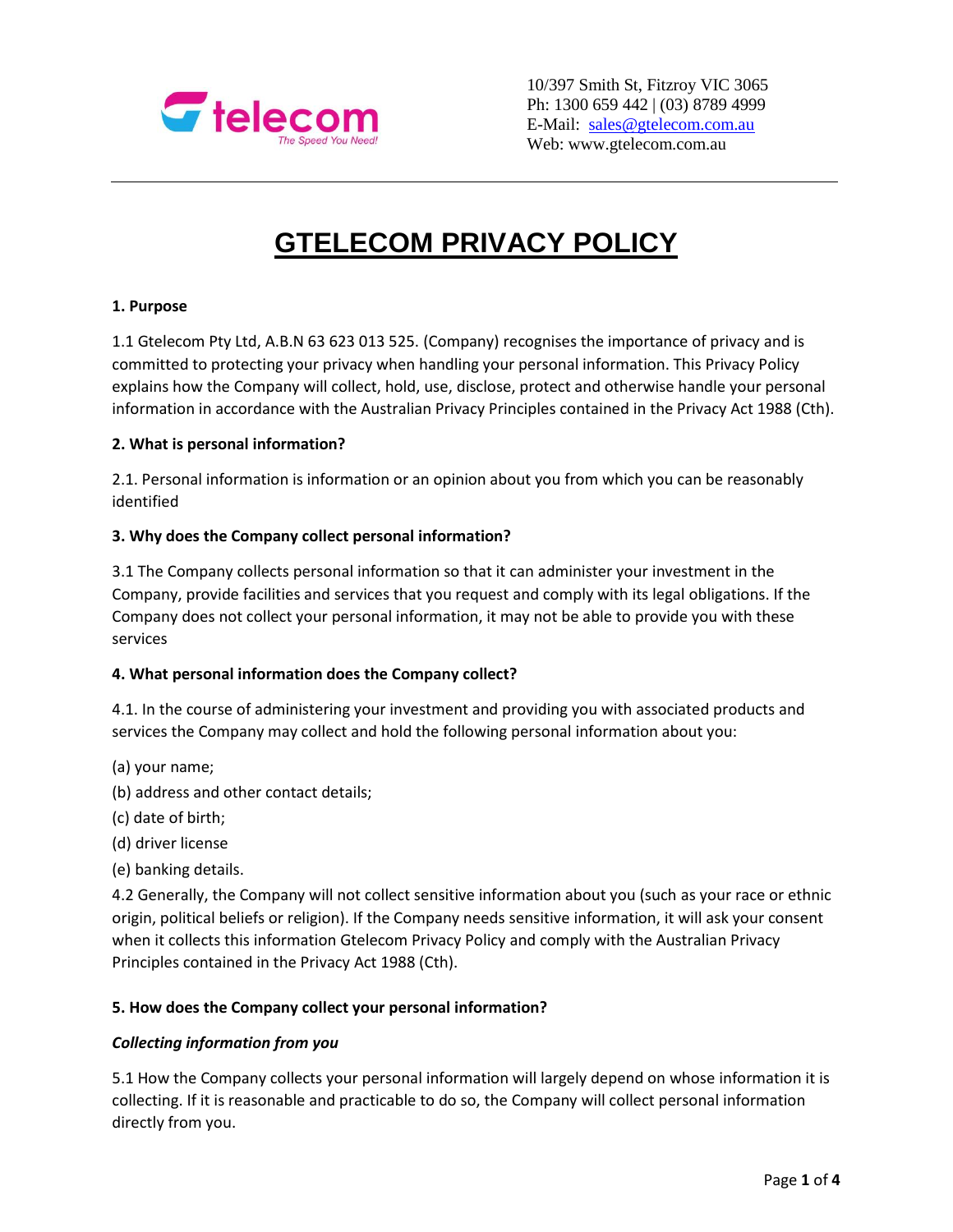10/397 Smith St, Fitzroy VIC 3065
Ph: 1300 659 442 | (03) 8789 4999
E-Mail: sales@gtelecom.com.au
Web: www.gtelecom.com.au

# GTELECOM PRIVACY POLICY

**1. Purpose**

1.1 Gtelecom Pty Ltd, A.B.N 63 623 013 525. (Company) recognises the importance of privacy and is committed to protecting your privacy when handling your personal information. This Privacy Policy explains how the Company will collect, hold, use, disclose, protect and otherwise handle your personal information in accordance with the Australian Privacy Principles contained in the Privacy Act 1988 (Cth).

**2. What is personal information?**

2.1. Personal information is information or an opinion about you from which you can be reasonably identified

**3. Why does the Company collect personal information?**

3.1 The Company collects personal information so that it can administer your investment in the Company, provide facilities and services that you request and comply with its legal obligations. If the Company does not collect your personal information, it may not be able to provide you with these services

**4. What personal information does the Company collect?**

4.1. In the course of administering your investment and providing you with associated products and services the Company may collect and hold the following personal information about you:

(a) your name;

(b) address and other contact details;

(c) date of birth;

(d) driver license

(e) banking details.

4.2 Generally, the Company will not collect sensitive information about you (such as your race or ethnic origin, political beliefs or religion). If the Company needs sensitive information, it will ask your consent when it collects this information Gtelecom Privacy Policy and comply with the Australian Privacy Principles contained in the Privacy Act 1988 (Cth).

**5. How does the Company collect your personal information?**

***Collecting information from you***

5.1 How the Company collects your personal information will largely depend on whose information it is collecting. If it is reasonable and practicable to do so, the Company will collect personal information directly from you.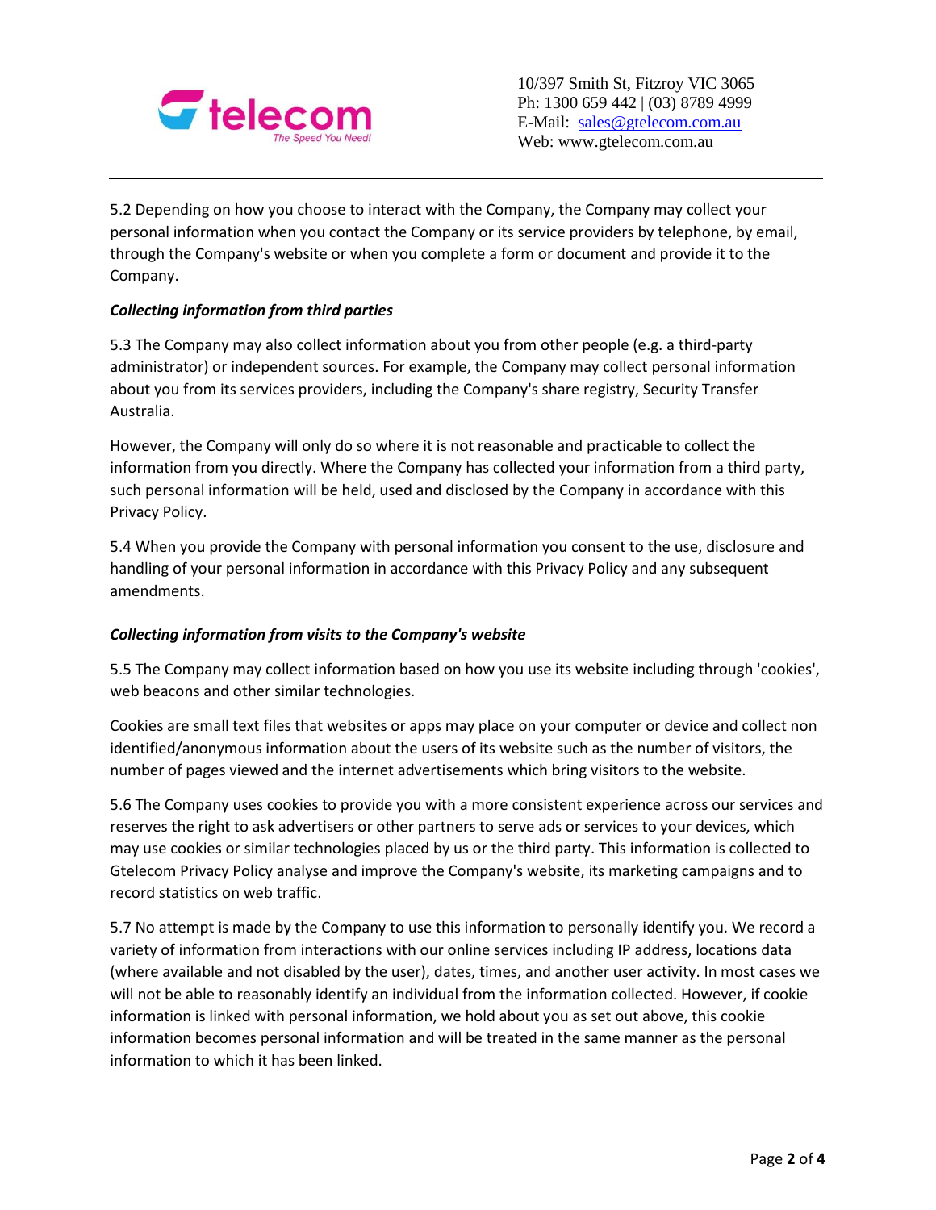5.2 Depending on how you choose to interact with the Company, the Company may collect your personal information when you contact the Company or its service providers by telephone, by email, through the Company's website or when you complete a form or document and provide it to the Company.

***Collecting information from third parties***

5.3 The Company may also collect information about you from other people (e.g. a third-party administrator) or independent sources. For example, the Company may collect personal information about you from its services providers, including the Company's share registry, Security Transfer Australia.

However, the Company will only do so where it is not reasonable and practicable to collect the information from you directly. Where the Company has collected your information from a third party, such personal information will be held, used and disclosed by the Company in accordance with this Privacy Policy.

5.4 When you provide the Company with personal information you consent to the use, disclosure and handling of your personal information in accordance with this Privacy Policy and any subsequent amendments.

***Collecting information from visits to the Company's website***

5.5 The Company may collect information based on how you use its website including through 'cookies', web beacons and other similar technologies.

Cookies are small text files that websites or apps may place on your computer or device and collect non identified/anonymous information about the users of its website such as the number of visitors, the number of pages viewed and the internet advertisements which bring visitors to the website.

5.6 The Company uses cookies to provide you with a more consistent experience across our services and reserves the right to ask advertisers or other partners to serve ads or services to your devices, which may use cookies or similar technologies placed by us or the third party. This information is collected to Gtelecom Privacy Policy analyse and improve the Company's website, its marketing campaigns and to record statistics on web traffic.

5.7 No attempt is made by the Company to use this information to personally identify you. We record a variety of information from interactions with our online services including IP address, locations data (where available and not disabled by the user), dates, times, and another user activity. In most cases we will not be able to reasonably identify an individual from the information collected. However, if cookie information is linked with personal information, we hold about you as set out above, this cookie information becomes personal information and will be treated in the same manner as the personal information to which it has been linked.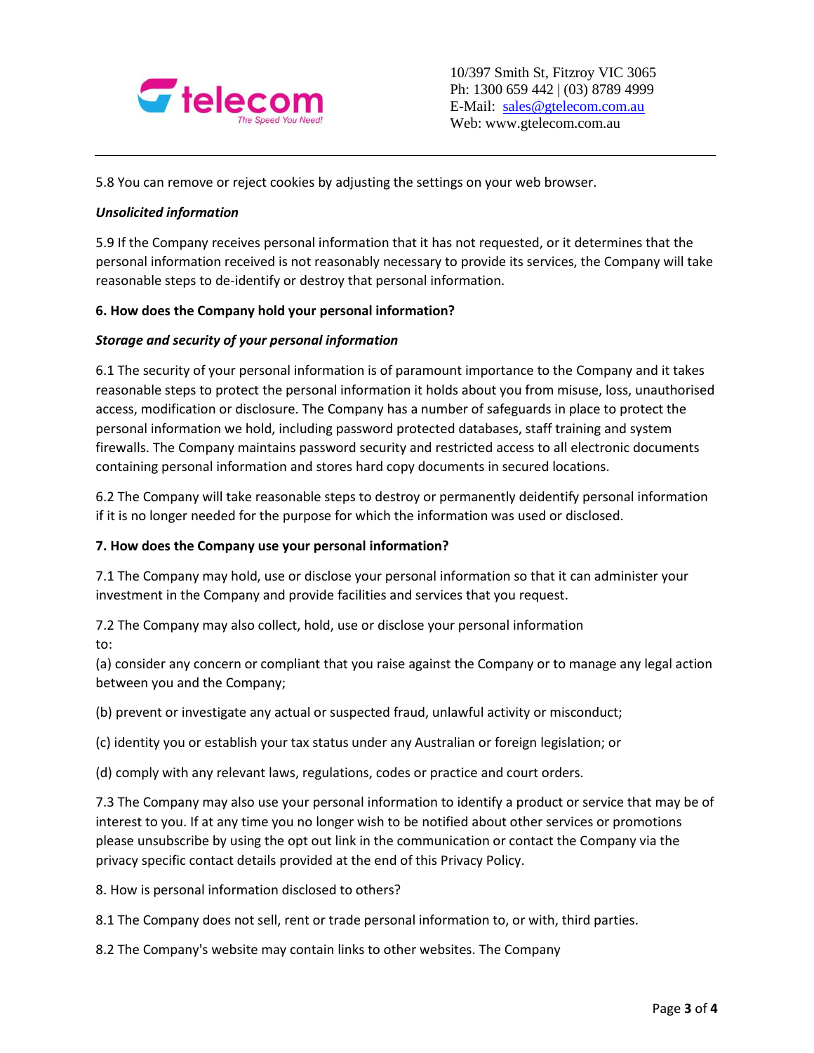5.8 You can remove or reject cookies by adjusting the settings on your web browser.

***Unsolicited information***

5.9 If the Company receives personal information that it has not requested, or it determines that the personal information received is not reasonably necessary to provide its services, the Company will take reasonable steps to de-identify or destroy that personal information.

**6. How does the Company hold your personal information?**

***Storage and security of your personal information***

6.1 The security of your personal information is of paramount importance to the Company and it takes reasonable steps to protect the personal information it holds about you from misuse, loss, unauthorised access, modification or disclosure. The Company has a number of safeguards in place to protect the personal information we hold, including password protected databases, staff training and system firewalls. The Company maintains password security and restricted access to all electronic documents containing personal information and stores hard copy documents in secured locations.

6.2 The Company will take reasonable steps to destroy or permanently deidentify personal information if it is no longer needed for the purpose for which the information was used or disclosed.

**7. How does the Company use your personal information?**

7.1 The Company may hold, use or disclose your personal information so that it can administer your investment in the Company and provide facilities and services that you request.

7.2 The Company may also collect, hold, use or disclose your personal information to:

(a) consider any concern or compliant that you raise against the Company or to manage any legal action between you and the Company;

(b) prevent or investigate any actual or suspected fraud, unlawful activity or misconduct;

(c) identity you or establish your tax status under any Australian or foreign legislation; or

(d) comply with any relevant laws, regulations, codes or practice and court orders.

7.3 The Company may also use your personal information to identify a product or service that may be of interest to you. If at any time you no longer wish to be notified about other services or promotions please unsubscribe by using the opt out link in the communication or contact the Company via the privacy specific contact details provided at the end of this Privacy Policy.

8. How is personal information disclosed to others?

8.1 The Company does not sell, rent or trade personal information to, or with, third parties.

8.2 The Company's website may contain links to other websites. The Company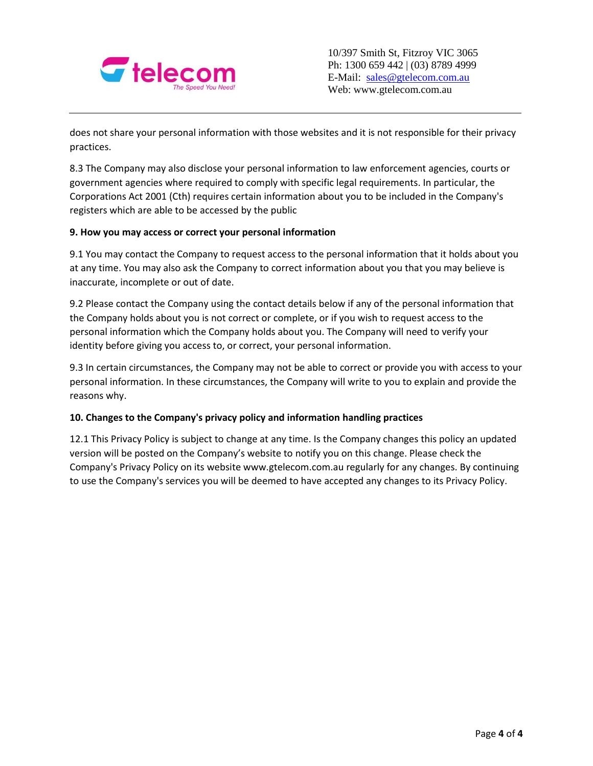does not share your personal information with those websites and it is not responsible for their privacy practices.

8.3 The Company may also disclose your personal information to law enforcement agencies, courts or government agencies where required to comply with specific legal requirements. In particular, the Corporations Act 2001 (Cth) requires certain information about you to be included in the Company's registers which are able to be accessed by the public

**9. How you may access or correct your personal information**

9.1 You may contact the Company to request access to the personal information that it holds about you at any time. You may also ask the Company to correct information about you that you may believe is inaccurate, incomplete or out of date.

9.2 Please contact the Company using the contact details below if any of the personal information that the Company holds about you is not correct or complete, or if you wish to request access to the personal information which the Company holds about you. The Company will need to verify your identity before giving you access to, or correct, your personal information.

9.3 In certain circumstances, the Company may not be able to correct or provide you with access to your personal information. In these circumstances, the Company will write to you to explain and provide the reasons why.

**10. Changes to the Company's privacy policy and information handling practices**

12.1 This Privacy Policy is subject to change at any time. Is the Company changes this policy an updated version will be posted on the Company's website to notify you on this change. Please check the Company's Privacy Policy on its website www.gtelecom.com.au regularly for any changes. By continuing to use the Company's services you will be deemed to have accepted any changes to its Privacy Policy.